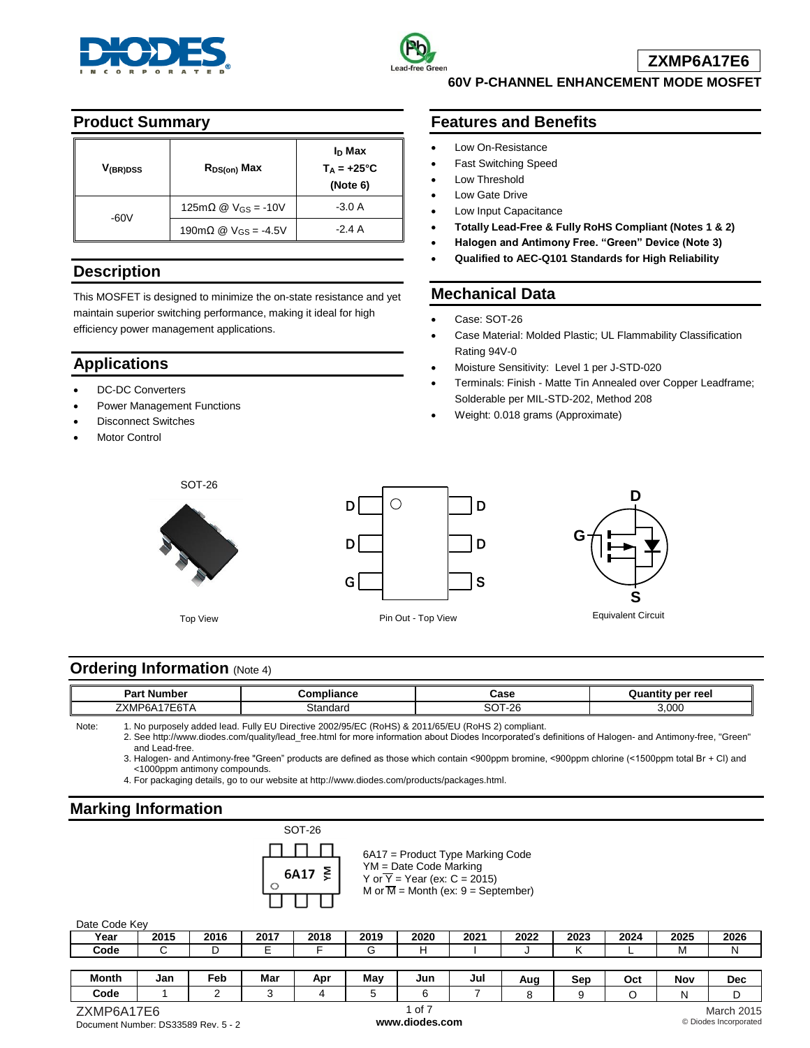# ZXMP6A17E6

**60V P-CHANNEL ENHANCEMENT MODE MOSFET**

## Product Summary

| $V_{(BR)DSS}$ | $R_{DS(on)}$ Max | $I_D$ Max $T_A$ = +25°C (Note 6) |
|---|---|---|
| -60V | 125mΩ @ $V_{GS}$ = -10V | -3.0 A |
| | 190mΩ @ $V_{GS}$ = -4.5V | -2.4 A |

## Description

This MOSFET is designed to minimize the on-state resistance and yet maintain superior switching performance, making it ideal for high efficiency power management applications.

## Applications

- DC-DC Converters
- Power Management Functions
- Disconnect Switches
- Motor Control

## Features and Benefits

- Low On-Resistance
- Fast Switching Speed
- Low Threshold
- Low Gate Drive
- Low Input Capacitance
- **Totally Lead-Free & Fully RoHS Compliant (Notes 1 & 2)**
- **Halogen and Antimony Free. "Green" Device (Note 3)**
- **Qualified to AEC-Q101 Standards for High Reliability**

## Mechanical Data

- Case: SOT-26
- Case Material: Molded Plastic; UL Flammability Classification Rating 94V-0
- Moisture Sensitivity: Level 1 per J-STD-020
- Terminals: Finish - Matte Tin Annealed over Copper Leadframe; Solderable per MIL-STD-202, Method 208
- Weight: 0.018 grams (Approximate)

SOT-26

Top View

Pin Out - Top View

Equivalent Circuit

## Ordering Information (Note 4)

| Part Number | Compliance | Case | Quantity per reel |
|---|---|---|---|
| ZXMP6A17E6TA | Standard | SOT-26 | 3,000 |

Note:
1. No purposely added lead. Fully EU Directive 2002/95/EC (RoHS) & 2011/65/EU (RoHS 2) compliant.
2. See http://www.diodes.com/quality/lead_free.html for more information about Diodes Incorporated's definitions of Halogen- and Antimony-free, "Green" and Lead-free.
3. Halogen- and Antimony-free "Green" products are defined as those which contain <900ppm bromine, <900ppm chlorine (<1500ppm total Br + Cl) and <1000ppm antimony compounds.
4. For packaging details, go to our website at http://www.diodes.com/products/packages.html.

## Marking Information

SOT-26

6A17 = Product Type Marking Code
YM = Date Code Marking
Y or $\overline{Y}$ = Year (ex: C = 2015)
M or $\overline{M}$ = Month (ex: 9 = September)

Date Code Key

| Year | 2015 | 2016 | 2017 | 2018 | 2019 | 2020 | 2021 | 2022 | 2023 | 2024 | 2025 | 2026 |
|---|---|---|---|---|---|---|---|---|---|---|---|---|
| Code | C | D | E | F | G | H | I | J | K | L | M | N |

| Month | Jan | Feb | Mar | Apr | May | Jun | Jul | Aug | Sep | Oct | Nov | Dec |
|---|---|---|---|---|---|---|---|---|---|---|---|---|
| Code | 1 | 2 | 3 | 4 | 5 | 6 | 7 | 8 | 9 | O | N | D |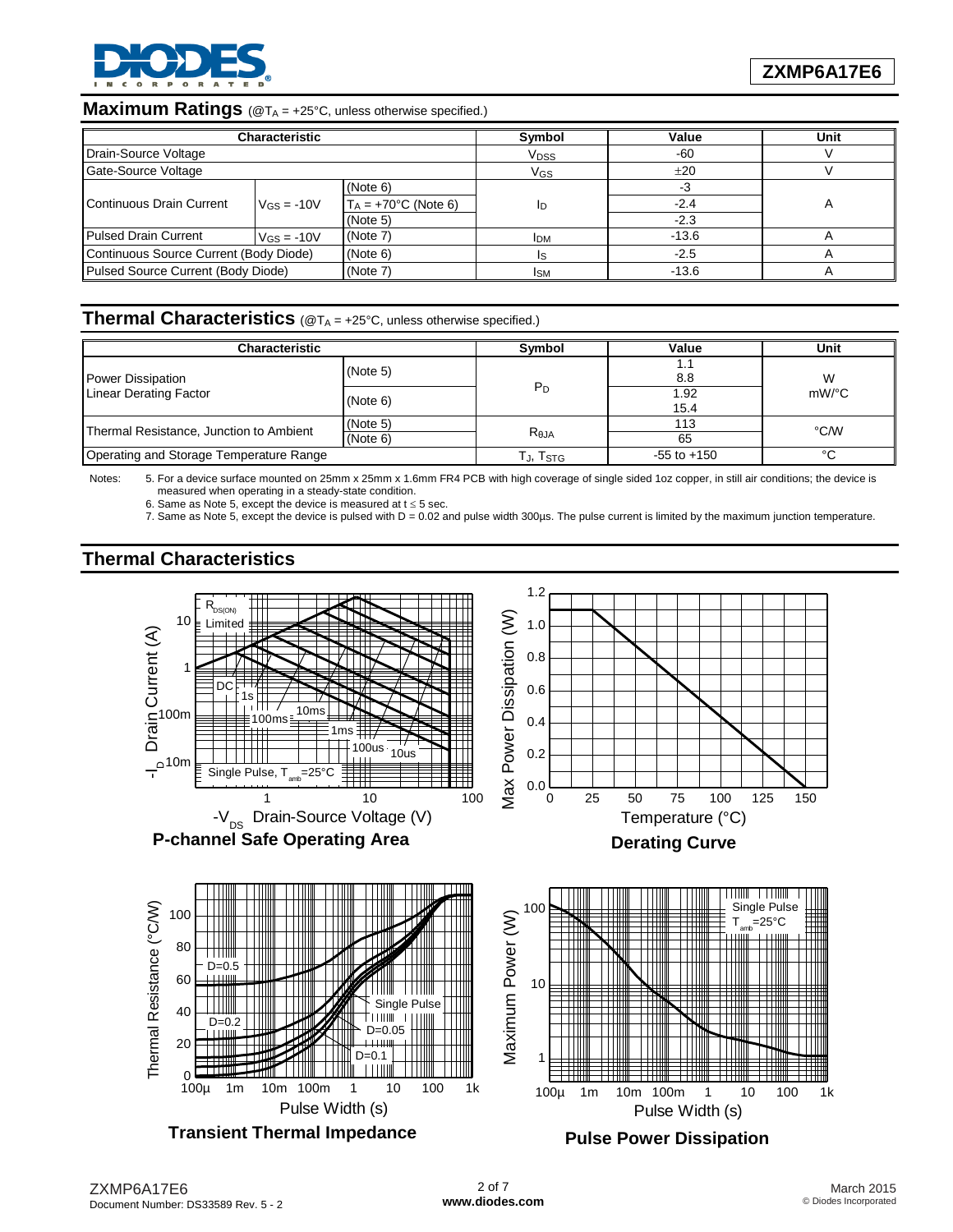## Maximum Ratings (@$T_A$ = +25°C, unless otherwise specified.)

| Characteristic | | | Symbol | Value | Unit |
|---|---|---|---|---|---|
| Drain-Source Voltage | | | $V_{DSS}$ | -60 | V |
| Gate-Source Voltage | | | $V_{GS}$ | ±20 | V |
| Continuous Drain Current | $V_{GS}$ = -10V | (Note 6) | $I_D$ | -3 | A |
| | | $T_A$ = +70°C (Note 6) | | -2.4 | |
| | | (Note 5) | | -2.3 | |
| Pulsed Drain Current | $V_{GS}$ = -10V | (Note 7) | $I_{DM}$ | -13.6 | A |
| Continuous Source Current (Body Diode) | | (Note 6) | $I_S$ | -2.5 | A |
| Pulsed Source Current (Body Diode) | | (Note 7) | $I_{SM}$ | -13.6 | A |

## Thermal Characteristics (@$T_A$ = +25°C, unless otherwise specified.)

| Characteristic | | Symbol | Value | Unit |
|---|---|---|---|---|
| Power Dissipation<br>Linear Derating Factor | (Note 5) | $P_D$ | 1.1<br>8.8 | W<br>mW/°C |
| | (Note 6) | | 1.92<br>15.4 | |
| Thermal Resistance, Junction to Ambient | (Note 5) | $R_{\theta JA}$ | 113 | °C/W |
| | (Note 6) | | 65 | |
| Operating and Storage Temperature Range | | $T_J$, $T_{STG}$ | -55 to +150 | °C |

Notes: 5. For a device surface mounted on 25mm x 25mm x 1.6mm FR4 PCB with high coverage of single sided 1oz copper, in still air conditions; the device is measured when operating in a steady-state condition.
6. Same as Note 5, except the device is measured at t ≤ 5 sec.
7. Same as Note 5, except the device is pulsed with D = 0.02 and pulse width 300µs. The pulse current is limited by the maximum junction temperature.

## Thermal Characteristics

**P-channel Safe Operating Area**

**Derating Curve**

**Transient Thermal Impedance**

**Pulse Power Dissipation**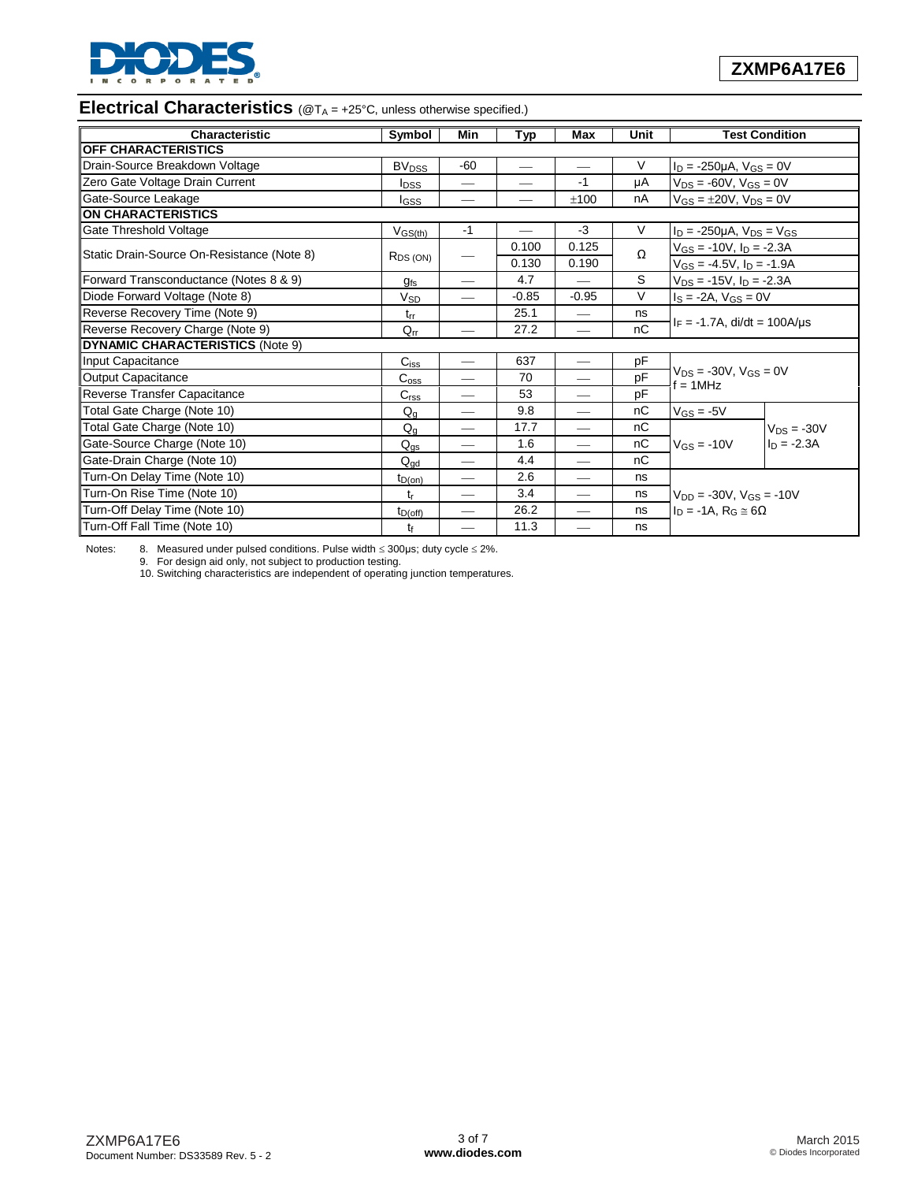## Electrical Characteristics (@$T_A$ = +25°C, unless otherwise specified.)

| Characteristic | Symbol | Min | Typ | Max | Unit | Test Condition | |
|---|---|---|---|---|---|---|---|
| **OFF CHARACTERISTICS** | | | | | | | |
| Drain-Source Breakdown Voltage | $BV_{DSS}$ | -60 | — | — | V | $I_D$ = -250µA, $V_{GS}$ = 0V | |
| Zero Gate Voltage Drain Current | $I_{DSS}$ | — | — | -1 | µA | $V_{DS}$ = -60V, $V_{GS}$ = 0V | |
| Gate-Source Leakage | $I_{GSS}$ | — | — | ±100 | nA | $V_{GS}$ = ±20V, $V_{DS}$ = 0V | |
| **ON CHARACTERISTICS** | | | | | | | |
| Gate Threshold Voltage | $V_{GS(th)}$ | -1 | — | -3 | V | $I_D$ = -250µA, $V_{DS}$ = $V_{GS}$ | |
| Static Drain-Source On-Resistance (Note 8) | $R_{DS\ (ON)}$ | — | 0.100 | 0.125 | Ω | $V_{GS}$ = -10V, $I_D$ = -2.3A | |
| | | | 0.130 | 0.190 | | $V_{GS}$ = -4.5V, $I_D$ = -1.9A | |
| Forward Transconductance (Notes 8 & 9) | $g_{fs}$ | — | 4.7 | — | S | $V_{DS}$ = -15V, $I_D$ = -2.3A | |
| Diode Forward Voltage (Note 8) | $V_{SD}$ | — | -0.85 | -0.95 | V | $I_S$ = -2A, $V_{GS}$ = 0V | |
| Reverse Recovery Time (Note 9) | $t_{rr}$ | | 25.1 | — | ns | $I_F$ = -1.7A, di/dt = 100A/µs | |
| Reverse Recovery Charge (Note 9) | $Q_{rr}$ | — | 27.2 | — | nC | | |
| **DYNAMIC CHARACTERISTICS** (Note 9) | | | | | | | |
| Input Capacitance | $C_{iss}$ | — | 637 | — | pF | $V_{DS}$ = -30V, $V_{GS}$ = 0V f = 1MHz | |
| Output Capacitance | $C_{oss}$ | — | 70 | — | pF | | |
| Reverse Transfer Capacitance | $C_{rss}$ | — | 53 | — | pF | | |
| Total Gate Charge (Note 10) | $Q_g$ | — | 9.8 | — | nC | $V_{GS}$ = -5V | $V_{DS}$ = -30V $I_D$ = -2.3A |
| Total Gate Charge (Note 10) | $Q_g$ | — | 17.7 | — | nC | $V_{GS}$ = -10V | |
| Gate-Source Charge (Note 10) | $Q_{gs}$ | — | 1.6 | — | nC | | |
| Gate-Drain Charge (Note 10) | $Q_{gd}$ | — | 4.4 | — | nC | | |
| Turn-On Delay Time (Note 10) | $t_{D(on)}$ | — | 2.6 | — | ns | $V_{DD}$ = -30V, $V_{GS}$ = -10V $I_D$ = -1A, $R_G$ ≅ 6Ω | |
| Turn-On Rise Time (Note 10) | $t_r$ | — | 3.4 | — | ns | | |
| Turn-Off Delay Time (Note 10) | $t_{D(off)}$ | — | 26.2 | — | ns | | |
| Turn-Off Fall Time (Note 10) | $t_f$ | — | 11.3 | — | ns | | |

Notes:
8. Measured under pulsed conditions. Pulse width ≤ 300µs; duty cycle ≤ 2%.
9. For design aid only, not subject to production testing.
10. Switching characteristics are independent of operating junction temperatures.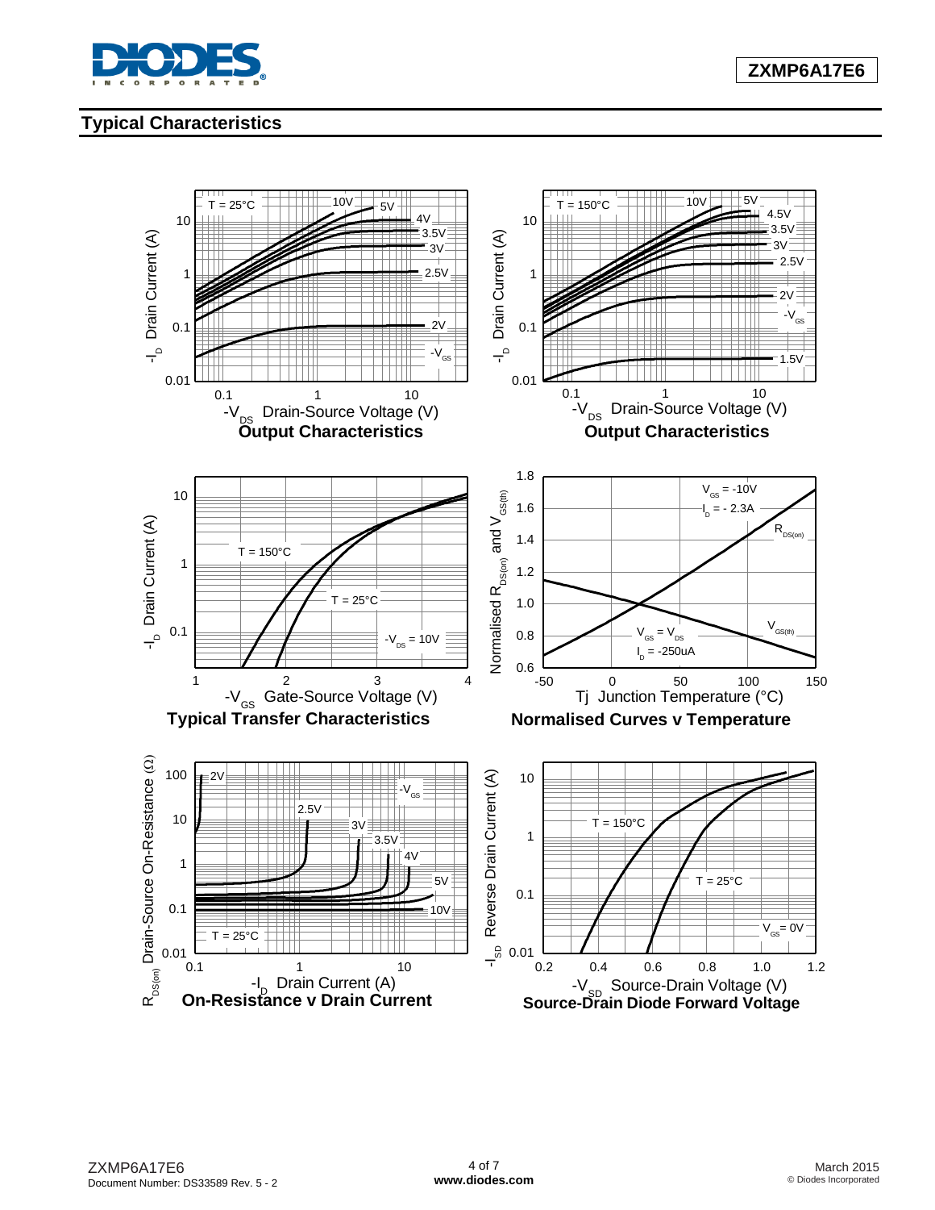## Typical Characteristics

**Output Characteristics**

**Output Characteristics**

**Typical Transfer Characteristics**

**Normalised Curves v Temperature**

**On-Resistance v Drain Current**

**Source-Drain Diode Forward Voltage**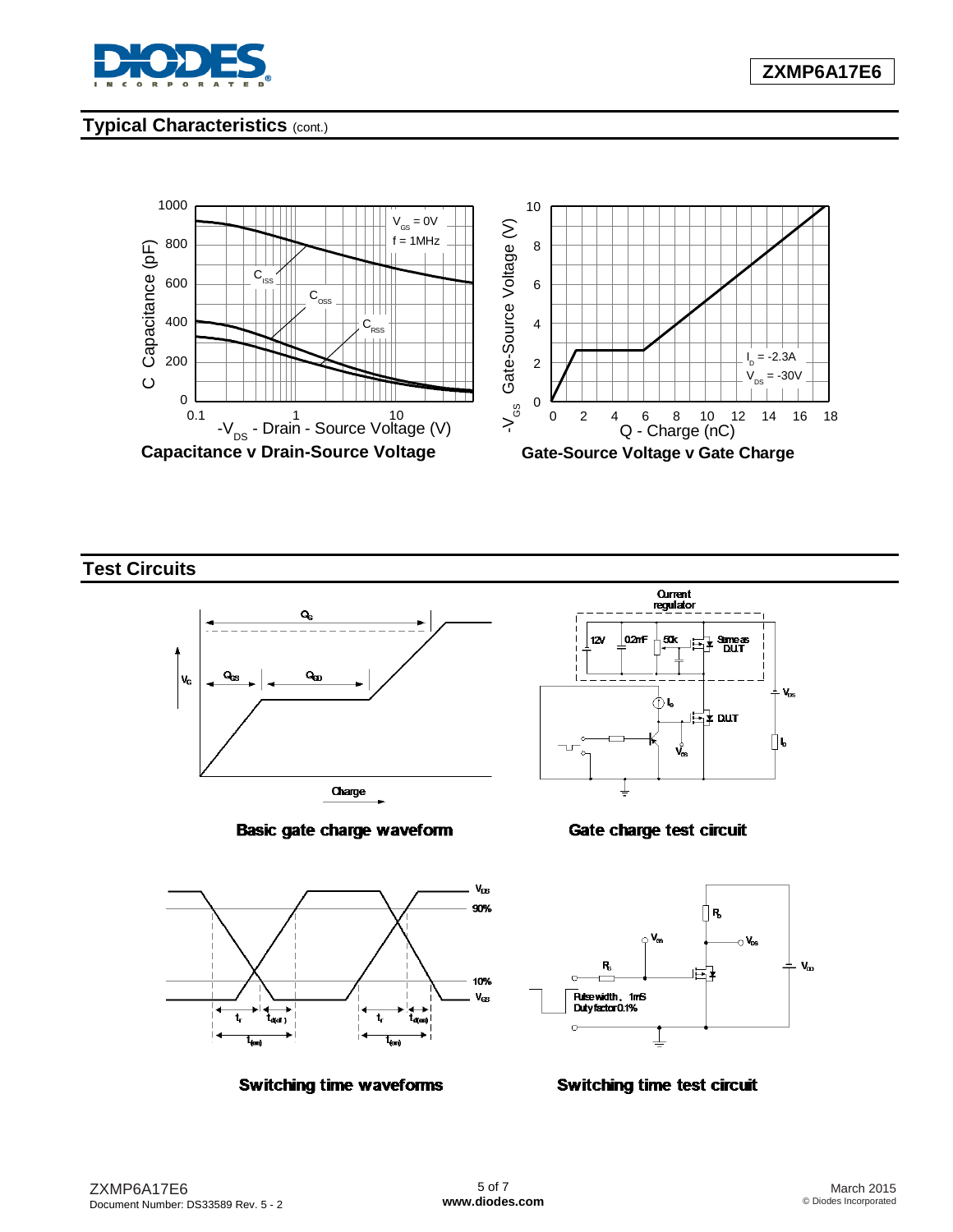## Typical Characteristics (cont.)

**Capacitance v Drain-Source Voltage**

**Gate-Source Voltage v Gate Charge**

## Test Circuits

**Basic gate charge waveform**

**Gate charge test circuit**

**Switching time waveforms**

**Switching time test circuit**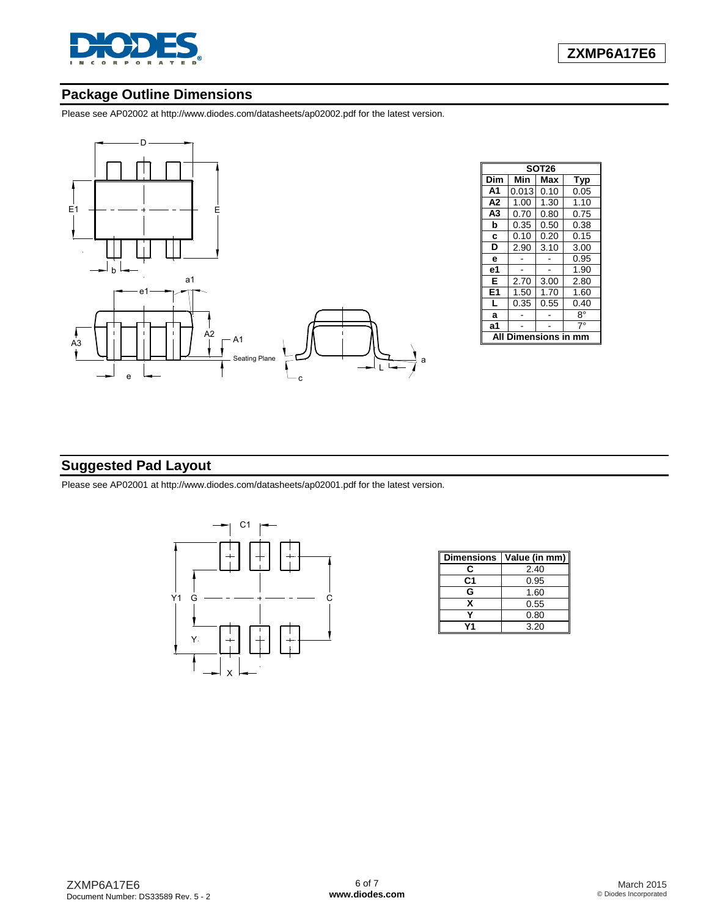## Package Outline Dimensions

Please see AP02002 at http://www.diodes.com/datasheets/ap02002.pdf for the latest version.

| SOT26 | | | |
|---|---|---|---|
| **Dim** | **Min** | **Max** | **Typ** |
| **A1** | 0.013 | 0.10 | 0.05 |
| **A2** | 1.00 | 1.30 | 1.10 |
| **A3** | 0.70 | 0.80 | 0.75 |
| **b** | 0.35 | 0.50 | 0.38 |
| **c** | 0.10 | 0.20 | 0.15 |
| **D** | 2.90 | 3.10 | 3.00 |
| **e** | - | - | 0.95 |
| **e1** | - | - | 1.90 |
| **E** | 2.70 | 3.00 | 2.80 |
| **E1** | 1.50 | 1.70 | 1.60 |
| **L** | 0.35 | 0.55 | 0.40 |
| **a** | - | - | 8° |
| **a1** | - | - | 7° |
| **All Dimensions in mm** | | | |

## Suggested Pad Layout

Please see AP02001 at http://www.diodes.com/datasheets/ap02001.pdf for the latest version.

| Dimensions | Value (in mm) |
|---|---|
| **C** | 2.40 |
| **C1** | 0.95 |
| **G** | 1.60 |
| **X** | 0.55 |
| **Y** | 0.80 |
| **Y1** | 3.20 |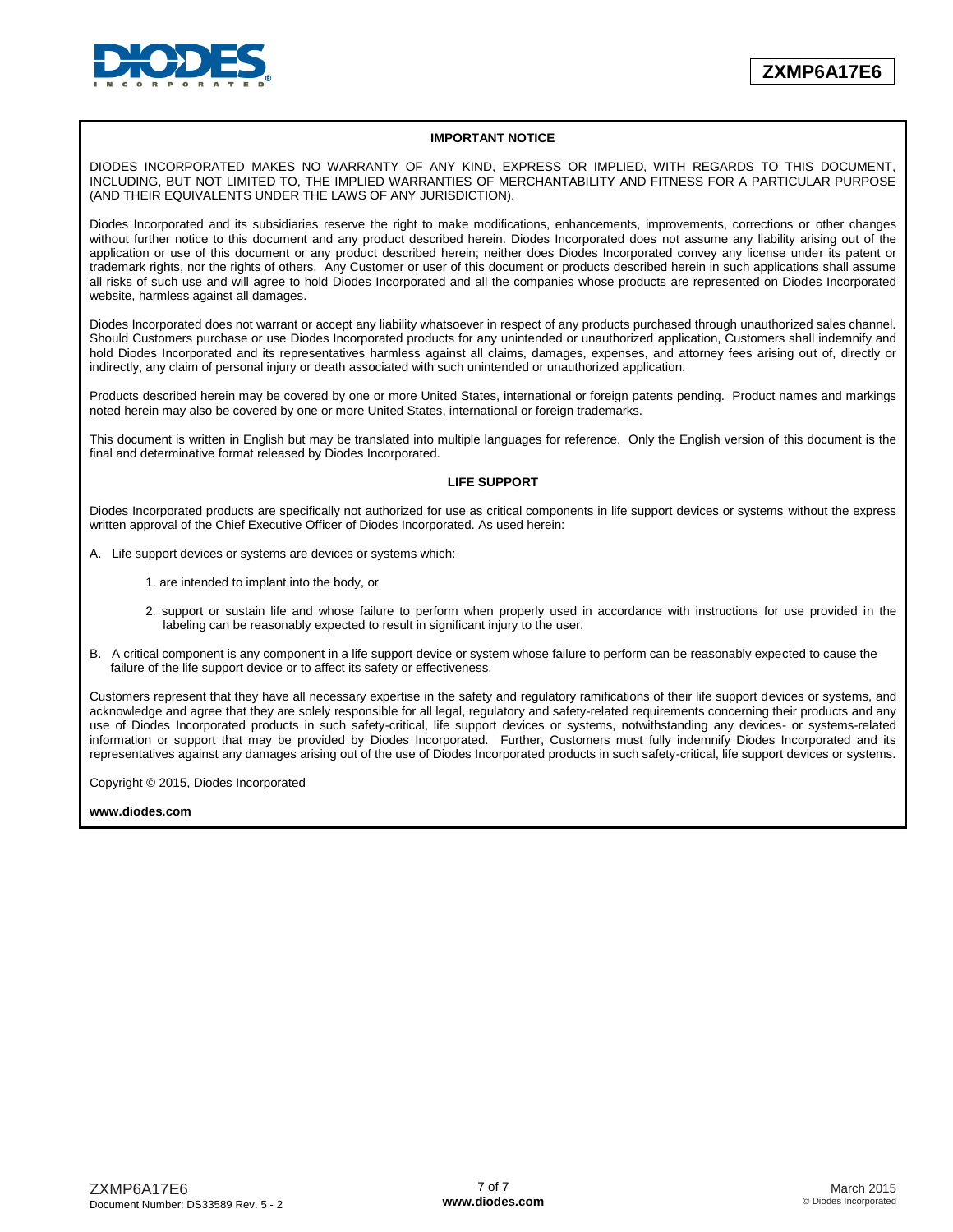## IMPORTANT NOTICE

DIODES INCORPORATED MAKES NO WARRANTY OF ANY KIND, EXPRESS OR IMPLIED, WITH REGARDS TO THIS DOCUMENT, INCLUDING, BUT NOT LIMITED TO, THE IMPLIED WARRANTIES OF MERCHANTABILITY AND FITNESS FOR A PARTICULAR PURPOSE (AND THEIR EQUIVALENTS UNDER THE LAWS OF ANY JURISDICTION).

Diodes Incorporated and its subsidiaries reserve the right to make modifications, enhancements, improvements, corrections or other changes without further notice to this document and any product described herein. Diodes Incorporated does not assume any liability arising out of the application or use of this document or any product described herein; neither does Diodes Incorporated convey any license under its patent or trademark rights, nor the rights of others. Any Customer or user of this document or products described herein in such applications shall assume all risks of such use and will agree to hold Diodes Incorporated and all the companies whose products are represented on Diodes Incorporated website, harmless against all damages.

Diodes Incorporated does not warrant or accept any liability whatsoever in respect of any products purchased through unauthorized sales channel. Should Customers purchase or use Diodes Incorporated products for any unintended or unauthorized application, Customers shall indemnify and hold Diodes Incorporated and its representatives harmless against all claims, damages, expenses, and attorney fees arising out of, directly or indirectly, any claim of personal injury or death associated with such unintended or unauthorized application.

Products described herein may be covered by one or more United States, international or foreign patents pending. Product names and markings noted herein may also be covered by one or more United States, international or foreign trademarks.

This document is written in English but may be translated into multiple languages for reference. Only the English version of this document is the final and determinative format released by Diodes Incorporated.

## LIFE SUPPORT

Diodes Incorporated products are specifically not authorized for use as critical components in life support devices or systems without the express written approval of the Chief Executive Officer of Diodes Incorporated. As used herein:

A. Life support devices or systems are devices or systems which:

1. are intended to implant into the body, or

2. support or sustain life and whose failure to perform when properly used in accordance with instructions for use provided in the labeling can be reasonably expected to result in significant injury to the user.

B. A critical component is any component in a life support device or system whose failure to perform can be reasonably expected to cause the failure of the life support device or to affect its safety or effectiveness.

Customers represent that they have all necessary expertise in the safety and regulatory ramifications of their life support devices or systems, and acknowledge and agree that they are solely responsible for all legal, regulatory and safety-related requirements concerning their products and any use of Diodes Incorporated products in such safety-critical, life support devices or systems, notwithstanding any devices- or systems-related information or support that may be provided by Diodes Incorporated. Further, Customers must fully indemnify Diodes Incorporated and its representatives against any damages arising out of the use of Diodes Incorporated products in such safety-critical, life support devices or systems.

Copyright © 2015, Diodes Incorporated

**www.diodes.com**